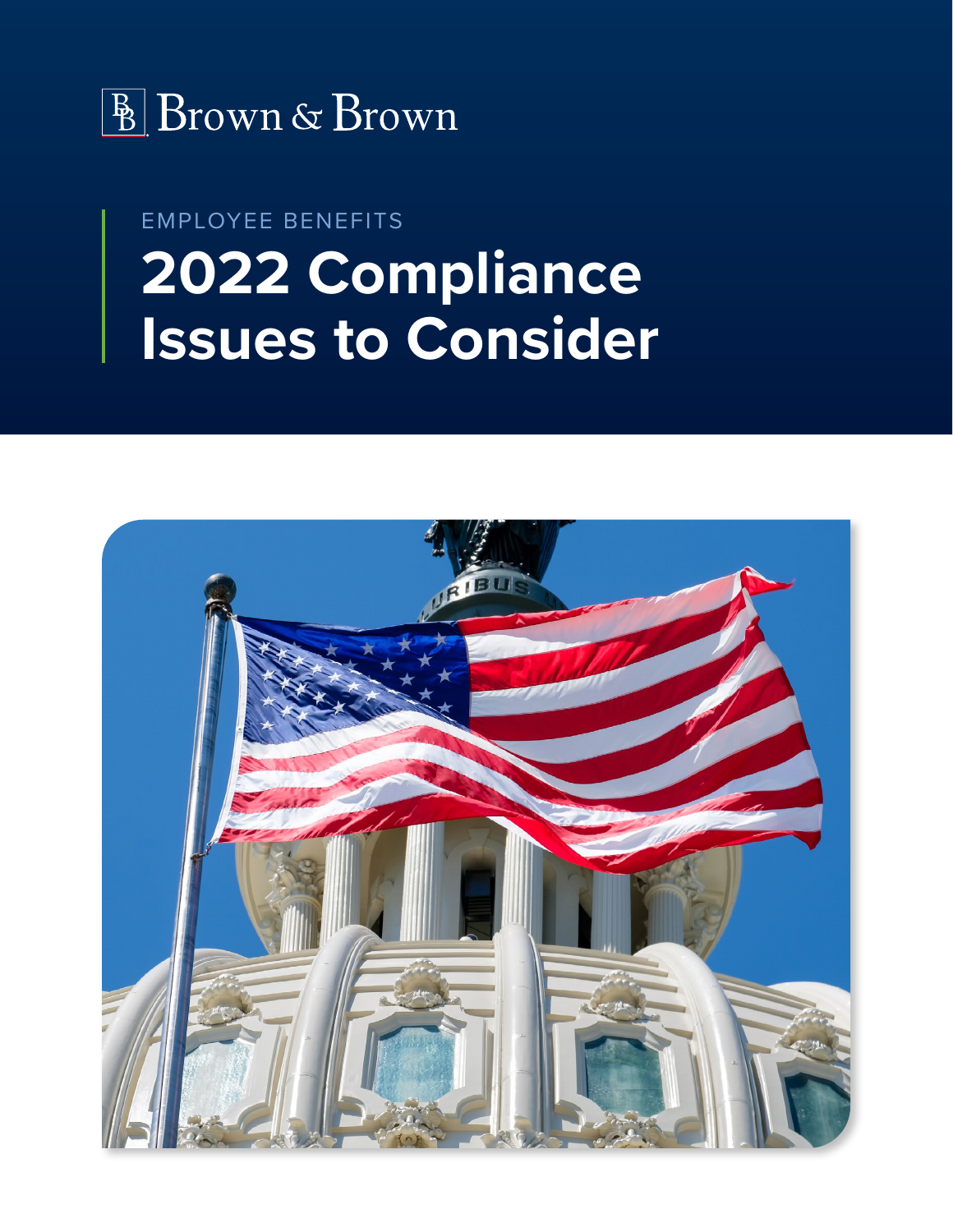Brown & Brown

EMPLOYEE BENEFITS

# 2022 Compliance Issues to Consider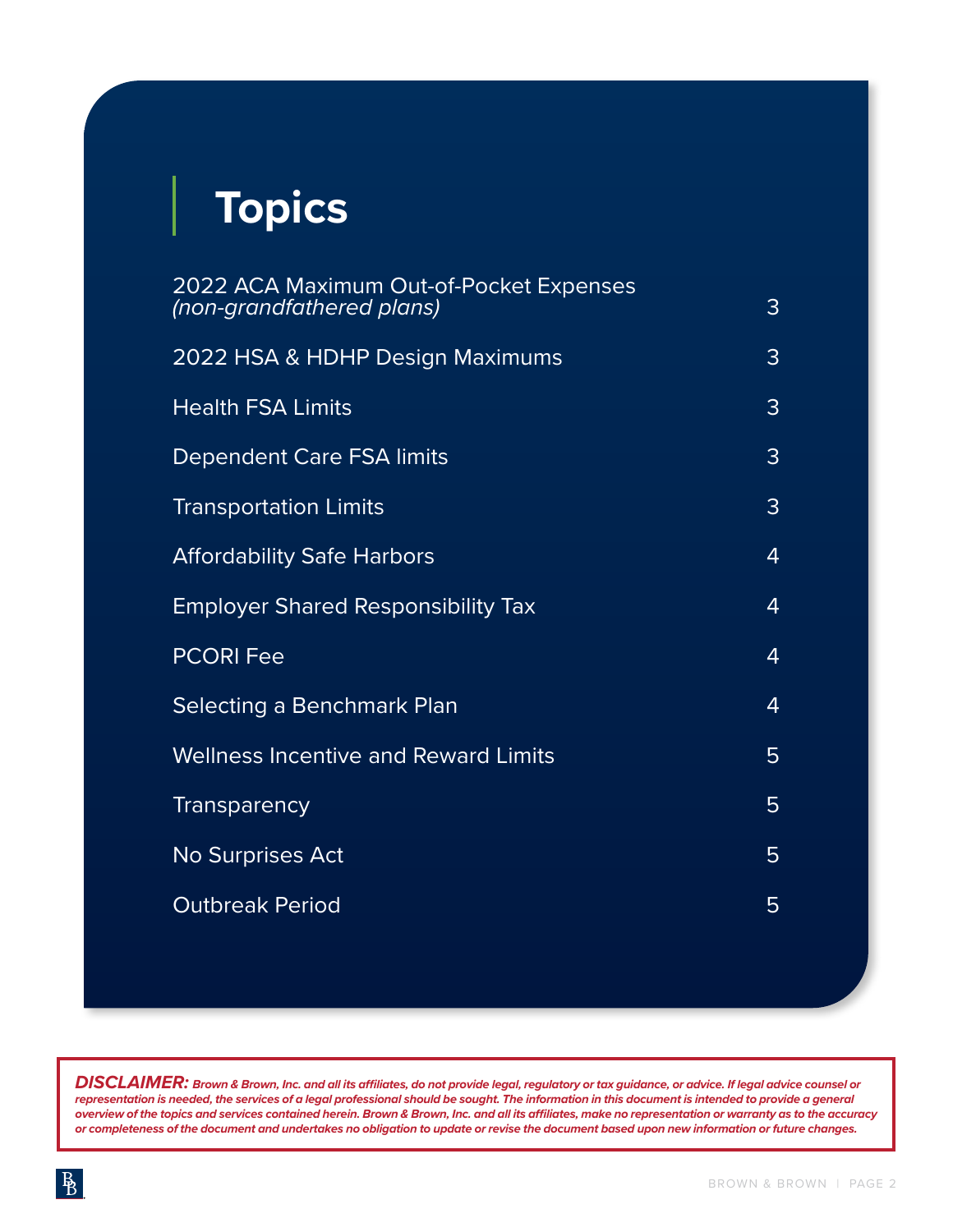# Topics

| | |
|---|---|
| 2022 ACA Maximum Out-of-Pocket Expenses *(non-grandfathered plans)* | 3 |
| 2022 HSA & HDHP Design Maximums | 3 |
| Health FSA Limits | 3 |
| Dependent Care FSA limits | 3 |
| Transportation Limits | 3 |
| Affordability Safe Harbors | 4 |
| Employer Shared Responsibility Tax | 4 |
| PCORI Fee | 4 |
| Selecting a Benchmark Plan | 4 |
| Wellness Incentive and Reward Limits | 5 |
| Transparency | 5 |
| No Surprises Act | 5 |
| Outbreak Period | 5 |

***DISCLAIMER:*** ***Brown & Brown, Inc. and all its affiliates, do not provide legal, regulatory or tax guidance, or advice. If legal advice counsel or representation is needed, the services of a legal professional should be sought. The information in this document is intended to provide a general overview of the topics and services contained herein. Brown & Brown, Inc. and all its affiliates, make no representation or warranty as to the accuracy or completeness of the document and undertakes no obligation to update or revise the document based upon new information or future changes.***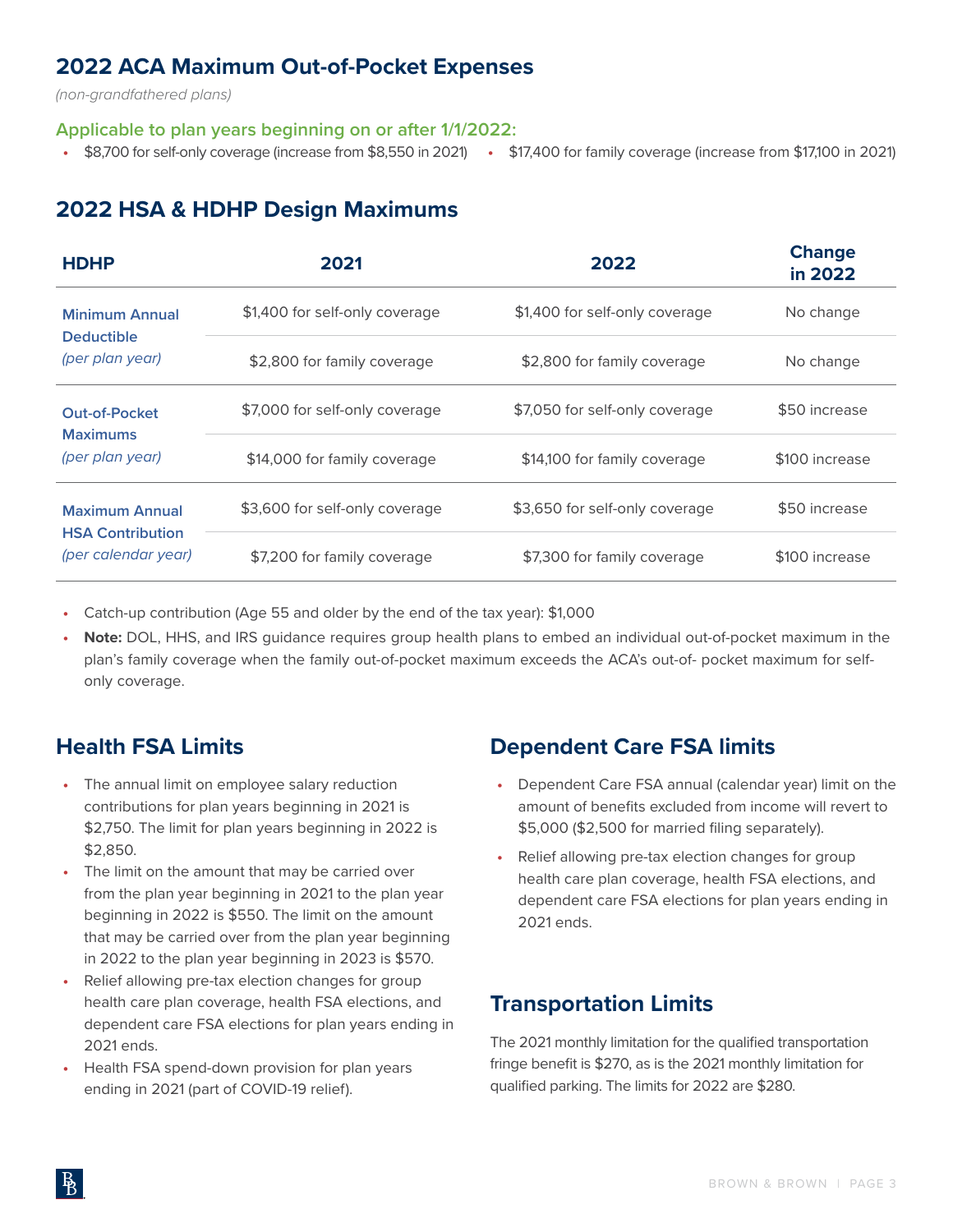## 2022 ACA Maximum Out-of-Pocket Expenses

*(non-grandfathered plans)*

### Applicable to plan years beginning on or after 1/1/2022:

- $8,700 for self-only coverage (increase from $8,550 in 2021)
- $17,400 for family coverage (increase from $17,100 in 2021)

## 2022 HSA & HDHP Design Maximums

| HDHP | 2021 | 2022 | Change in 2022 |
|---|---|---|---|
| Minimum Annual Deductible *(per plan year)* | $1,400 for self-only coverage | $1,400 for self-only coverage | No change |
| | $2,800 for family coverage | $2,800 for family coverage | No change |
| Out-of-Pocket Maximums *(per plan year)* | $7,000 for self-only coverage | $7,050 for self-only coverage | $50 increase |
| | $14,000 for family coverage | $14,100 for family coverage | $100 increase |
| Maximum Annual HSA Contribution *(per calendar year)* | $3,600 for self-only coverage | $3,650 for self-only coverage | $50 increase |
| | $7,200 for family coverage | $7,300 for family coverage | $100 increase |

- Catch-up contribution (Age 55 and older by the end of the tax year): $1,000
- **Note:** DOL, HHS, and IRS guidance requires group health plans to embed an individual out-of-pocket maximum in the plan's family coverage when the family out-of-pocket maximum exceeds the ACA's out-of- pocket maximum for self-only coverage.

## Health FSA Limits

- The annual limit on employee salary reduction contributions for plan years beginning in 2021 is $2,750. The limit for plan years beginning in 2022 is $2,850.
- The limit on the amount that may be carried over from the plan year beginning in 2021 to the plan year beginning in 2022 is $550. The limit on the amount that may be carried over from the plan year beginning in 2022 to the plan year beginning in 2023 is $570.
- Relief allowing pre-tax election changes for group health care plan coverage, health FSA elections, and dependent care FSA elections for plan years ending in 2021 ends.
- Health FSA spend-down provision for plan years ending in 2021 (part of COVID-19 relief).

## Dependent Care FSA limits

- Dependent Care FSA annual (calendar year) limit on the amount of benefits excluded from income will revert to $5,000 ($2,500 for married filing separately).
- Relief allowing pre-tax election changes for group health care plan coverage, health FSA elections, and dependent care FSA elections for plan years ending in 2021 ends.

## Transportation Limits

The 2021 monthly limitation for the qualified transportation fringe benefit is $270, as is the 2021 monthly limitation for qualified parking. The limits for 2022 are $280.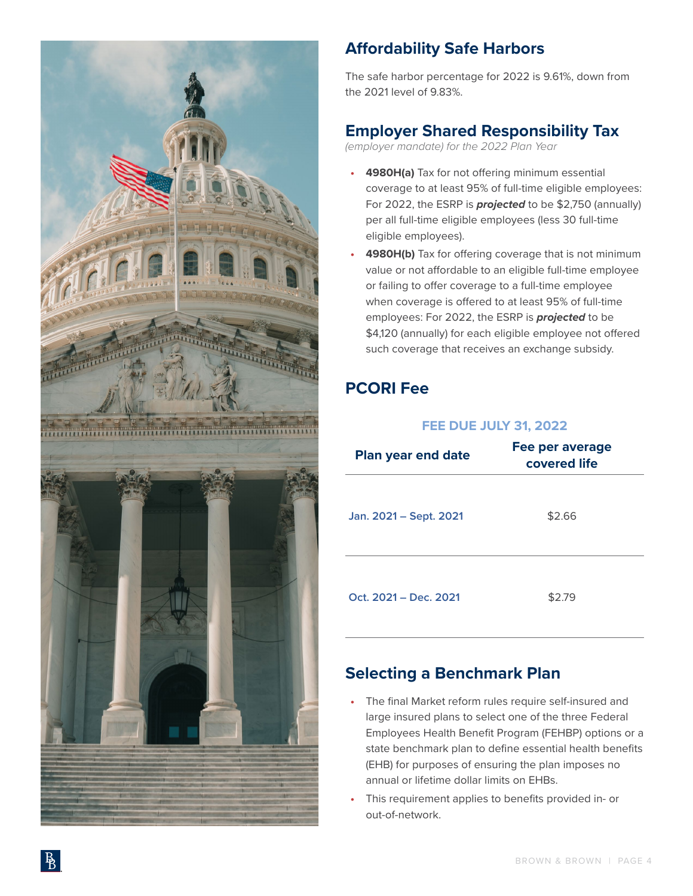## Affordability Safe Harbors

The safe harbor percentage for 2022 is 9.61%, down from the 2021 level of 9.83%.

## Employer Shared Responsibility Tax

*(employer mandate) for the 2022 Plan Year*

- **4980H(a)** Tax for not offering minimum essential coverage to at least 95% of full-time eligible employees: For 2022, the ESRP is ***projected*** to be $2,750 (annually) per all full-time eligible employees (less 30 full-time eligible employees).
- **4980H(b)** Tax for offering coverage that is not minimum value or not affordable to an eligible full-time employee or failing to offer coverage to a full-time employee when coverage is offered to at least 95% of full-time employees: For 2022, the ESRP is ***projected*** to be $4,120 (annually) for each eligible employee not offered such coverage that receives an exchange subsidy.

## PCORI Fee

**FEE DUE JULY 31, 2022**

| Plan year end date | Fee per average covered life |
|---|---|
| Jan. 2021 – Sept. 2021 | $2.66 |
| Oct. 2021 – Dec. 2021 | $2.79 |

## Selecting a Benchmark Plan

- The final Market reform rules require self-insured and large insured plans to select one of the three Federal Employees Health Benefit Program (FEHBP) options or a state benchmark plan to define essential health benefits (EHB) for purposes of ensuring the plan imposes no annual or lifetime dollar limits on EHBs.
- This requirement applies to benefits provided in- or out-of-network.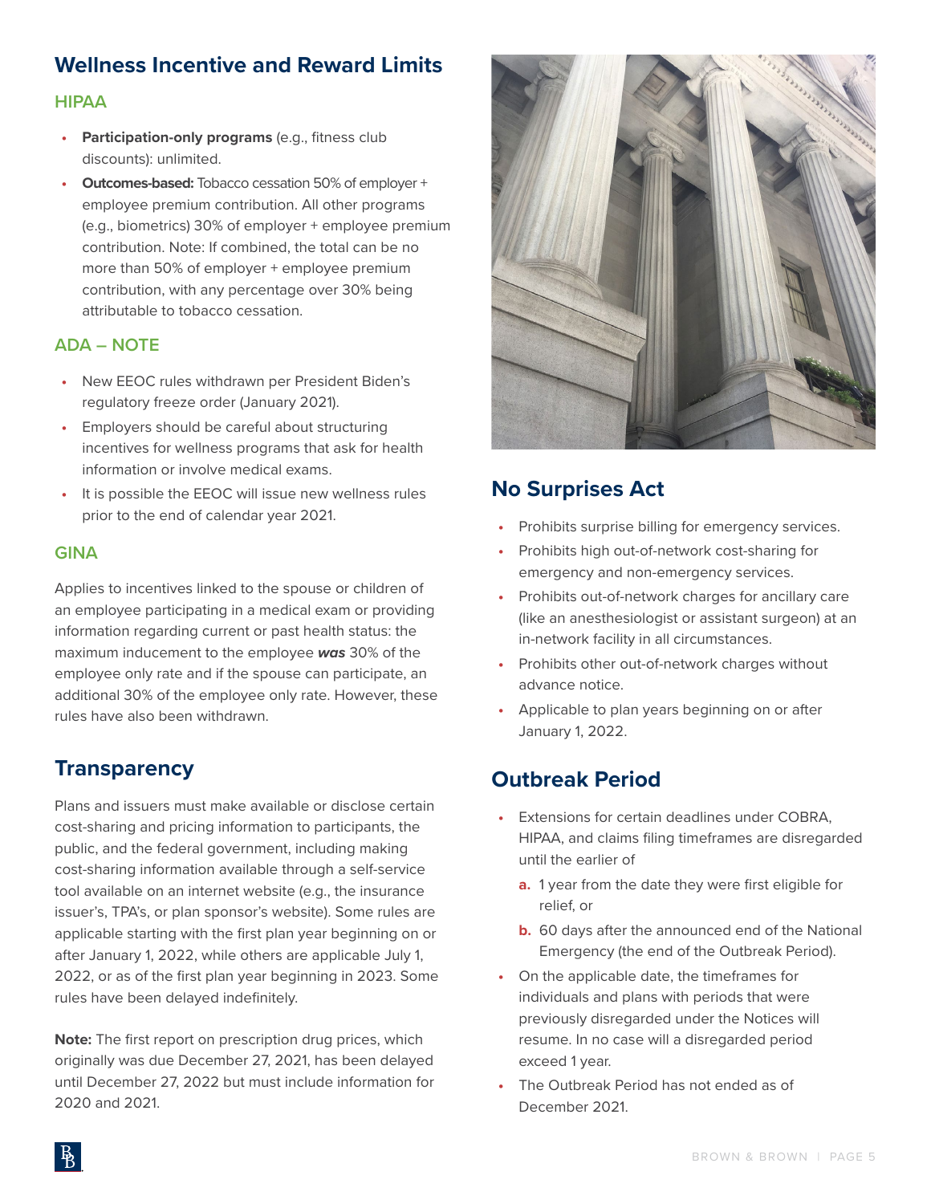## Wellness Incentive and Reward Limits

### HIPAA

- **Participation-only programs** (e.g., fitness club discounts): unlimited.
- **Outcomes-based:** Tobacco cessation 50% of employer + employee premium contribution. All other programs (e.g., biometrics) 30% of employer + employee premium contribution. Note: If combined, the total can be no more than 50% of employer + employee premium contribution, with any percentage over 30% being attributable to tobacco cessation.

### ADA – NOTE

- New EEOC rules withdrawn per President Biden's regulatory freeze order (January 2021).
- Employers should be careful about structuring incentives for wellness programs that ask for health information or involve medical exams.
- It is possible the EEOC will issue new wellness rules prior to the end of calendar year 2021.

### GINA

Applies to incentives linked to the spouse or children of an employee participating in a medical exam or providing information regarding current or past health status: the maximum inducement to the employee ***was*** 30% of the employee only rate and if the spouse can participate, an additional 30% of the employee only rate. However, these rules have also been withdrawn.

## Transparency

Plans and issuers must make available or disclose certain cost-sharing and pricing information to participants, the public, and the federal government, including making cost-sharing information available through a self-service tool available on an internet website (e.g., the insurance issuer's, TPA's, or plan sponsor's website). Some rules are applicable starting with the first plan year beginning on or after January 1, 2022, while others are applicable July 1, 2022, or as of the first plan year beginning in 2023. Some rules have been delayed indefinitely.

**Note:** The first report on prescription drug prices, which originally was due December 27, 2021, has been delayed until December 27, 2022 but must include information for 2020 and 2021.

## No Surprises Act

- Prohibits surprise billing for emergency services.
- Prohibits high out-of-network cost-sharing for emergency and non-emergency services.
- Prohibits out-of-network charges for ancillary care (like an anesthesiologist or assistant surgeon) at an in-network facility in all circumstances.
- Prohibits other out-of-network charges without advance notice.
- Applicable to plan years beginning on or after January 1, 2022.

## Outbreak Period

- Extensions for certain deadlines under COBRA, HIPAA, and claims filing timeframes are disregarded until the earlier of
  a. 1 year from the date they were first eligible for relief, or
  b. 60 days after the announced end of the National Emergency (the end of the Outbreak Period).
- On the applicable date, the timeframes for individuals and plans with periods that were previously disregarded under the Notices will resume. In no case will a disregarded period exceed 1 year.
- The Outbreak Period has not ended as of December 2021.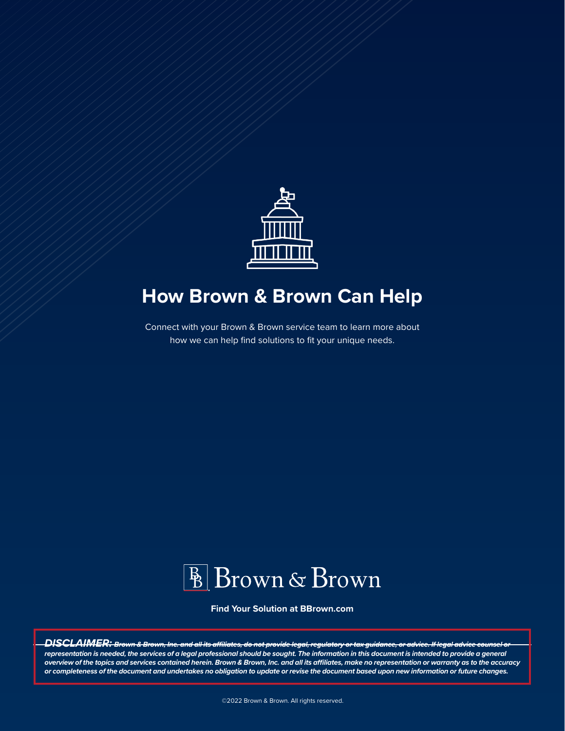## How Brown & Brown Can Help

Connect with your Brown & Brown service team to learn more about how we can help find solutions to fit your unique needs.

Brown & Brown

**Find Your Solution at BBrown.com**

***DISCLAIMER:** Brown & Brown, Inc. and all its affiliates, do not provide legal, regulatory or tax guidance, or advice. If legal advice counsel or representation is needed, the services of a legal professional should be sought. The information in this document is intended to provide a general overview of the topics and services contained herein. Brown & Brown, Inc. and all its affiliates, make no representation or warranty as to the accuracy or completeness of the document and undertakes no obligation to update or revise the document based upon new information or future changes.*

©2022 Brown & Brown. All rights reserved.